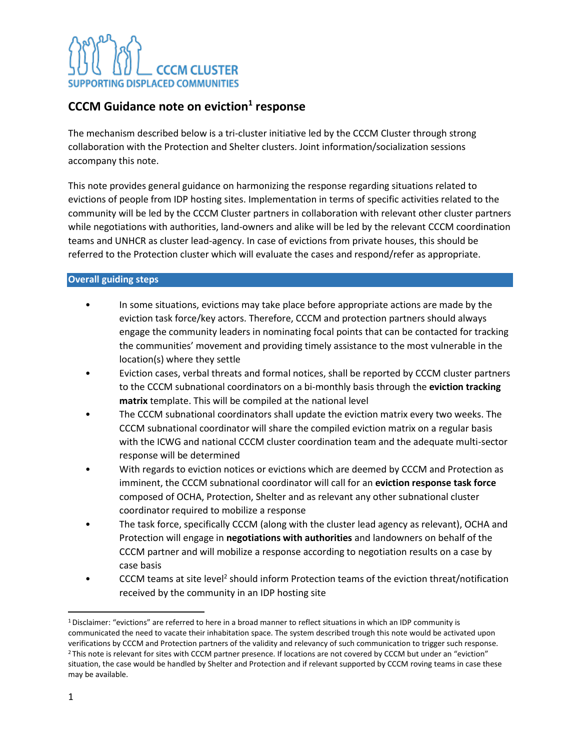CCCM CLUSTER
SUPPORTING DISPLACED COMMUNITIES

# CCCM Guidance note on eviction[1] response

The mechanism described below is a tri-cluster initiative led by the CCCM Cluster through strong collaboration with the Protection and Shelter clusters. Joint information/socialization sessions accompany this note.

This note provides general guidance on harmonizing the response regarding situations related to evictions of people from IDP hosting sites. Implementation in terms of specific activities related to the community will be led by the CCCM Cluster partners in collaboration with relevant other cluster partners while negotiations with authorities, land-owners and alike will be led by the relevant CCCM coordination teams and UNHCR as cluster lead-agency. In case of evictions from private houses, this should be referred to the Protection cluster which will evaluate the cases and respond/refer as appropriate.

## Overall guiding steps

- In some situations, evictions may take place before appropriate actions are made by the eviction task force/key actors. Therefore, CCCM and protection partners should always engage the community leaders in nominating focal points that can be contacted for tracking the communities' movement and providing timely assistance to the most vulnerable in the location(s) where they settle
- Eviction cases, verbal threats and formal notices, shall be reported by CCCM cluster partners to the CCCM subnational coordinators on a bi-monthly basis through the **eviction tracking matrix** template. This will be compiled at the national level
- The CCCM subnational coordinators shall update the eviction matrix every two weeks. The CCCM subnational coordinator will share the compiled eviction matrix on a regular basis with the ICWG and national CCCM cluster coordination team and the adequate multi-sector response will be determined
- With regards to eviction notices or evictions which are deemed by CCCM and Protection as imminent, the CCCM subnational coordinator will call for an **eviction response task force** composed of OCHA, Protection, Shelter and as relevant any other subnational cluster coordinator required to mobilize a response
- The task force, specifically CCCM (along with the cluster lead agency as relevant), OCHA and Protection will engage in **negotiations with authorities** and landowners on behalf of the CCCM partner and will mobilize a response according to negotiation results on a case by case basis
- CCCM teams at site level[2] should inform Protection teams of the eviction threat/notification received by the community in an IDP hosting site

[1] Disclaimer: "evictions" are referred to here in a broad manner to reflect situations in which an IDP community is communicated the need to vacate their inhabitation space. The system described trough this note would be activated upon verifications by CCCM and Protection partners of the validity and relevancy of such communication to trigger such response.

[2] This note is relevant for sites with CCCM partner presence. If locations are not covered by CCCM but under an "eviction" situation, the case would be handled by Shelter and Protection and if relevant supported by CCCM roving teams in case these may be available.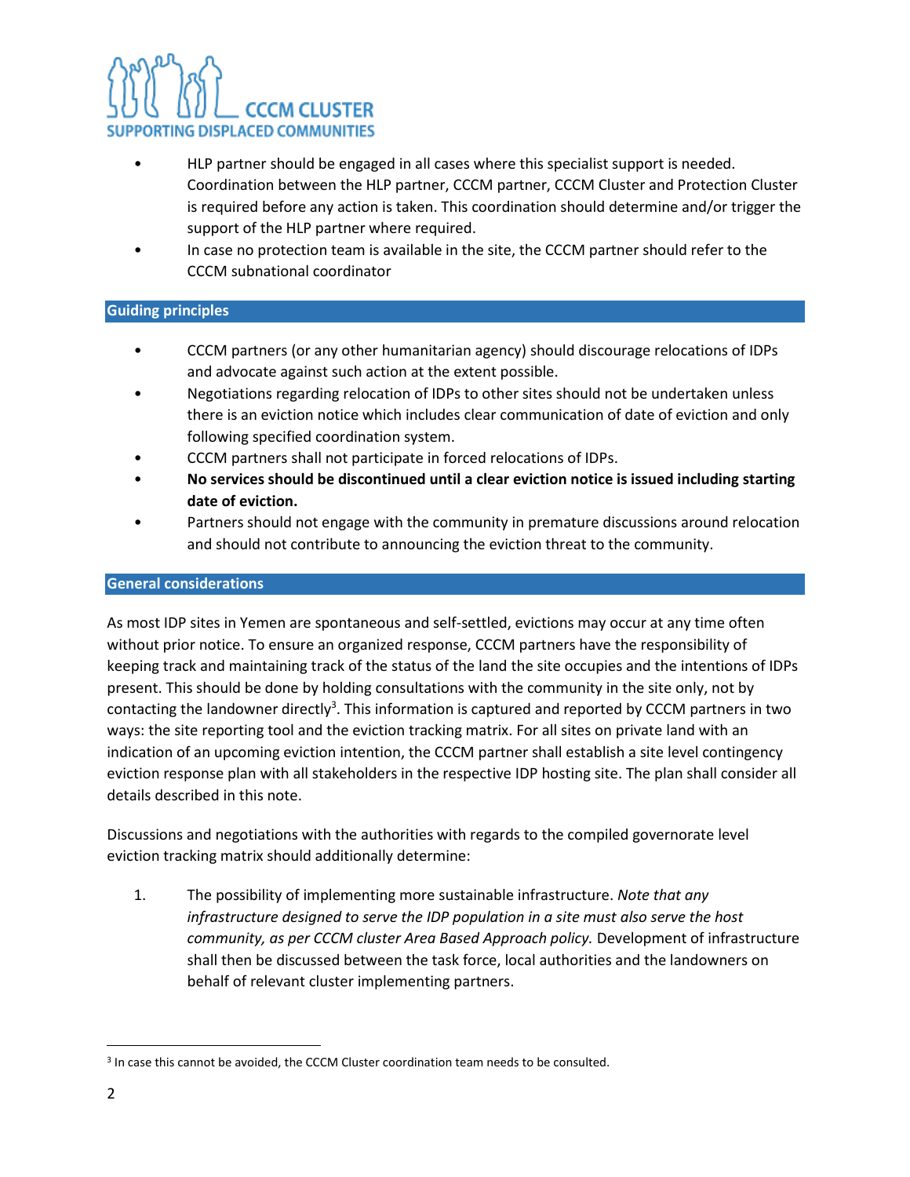- HLP partner should be engaged in all cases where this specialist support is needed. Coordination between the HLP partner, CCCM partner, CCCM Cluster and Protection Cluster is required before any action is taken. This coordination should determine and/or trigger the support of the HLP partner where required.
- In case no protection team is available in the site, the CCCM partner should refer to the CCCM subnational coordinator

## Guiding principles

- CCCM partners (or any other humanitarian agency) should discourage relocations of IDPs and advocate against such action at the extent possible.
- Negotiations regarding relocation of IDPs to other sites should not be undertaken unless there is an eviction notice which includes clear communication of date of eviction and only following specified coordination system.
- CCCM partners shall not participate in forced relocations of IDPs.
- **No services should be discontinued until a clear eviction notice is issued including starting date of eviction.**
- Partners should not engage with the community in premature discussions around relocation and should not contribute to announcing the eviction threat to the community.

## General considerations

As most IDP sites in Yemen are spontaneous and self-settled, evictions may occur at any time often without prior notice. To ensure an organized response, CCCM partners have the responsibility of keeping track and maintaining track of the status of the land the site occupies and the intentions of IDPs present. This should be done by holding consultations with the community in the site only, not by contacting the landowner directly[3]. This information is captured and reported by CCCM partners in two ways: the site reporting tool and the eviction tracking matrix. For all sites on private land with an indication of an upcoming eviction intention, the CCCM partner shall establish a site level contingency eviction response plan with all stakeholders in the respective IDP hosting site. The plan shall consider all details described in this note.

Discussions and negotiations with the authorities with regards to the compiled governorate level eviction tracking matrix should additionally determine:

1. The possibility of implementing more sustainable infrastructure. *Note that any infrastructure designed to serve the IDP population in a site must also serve the host community, as per CCCM cluster Area Based Approach policy.* Development of infrastructure shall then be discussed between the task force, local authorities and the landowners on behalf of relevant cluster implementing partners.

[3] In case this cannot be avoided, the CCCM Cluster coordination team needs to be consulted.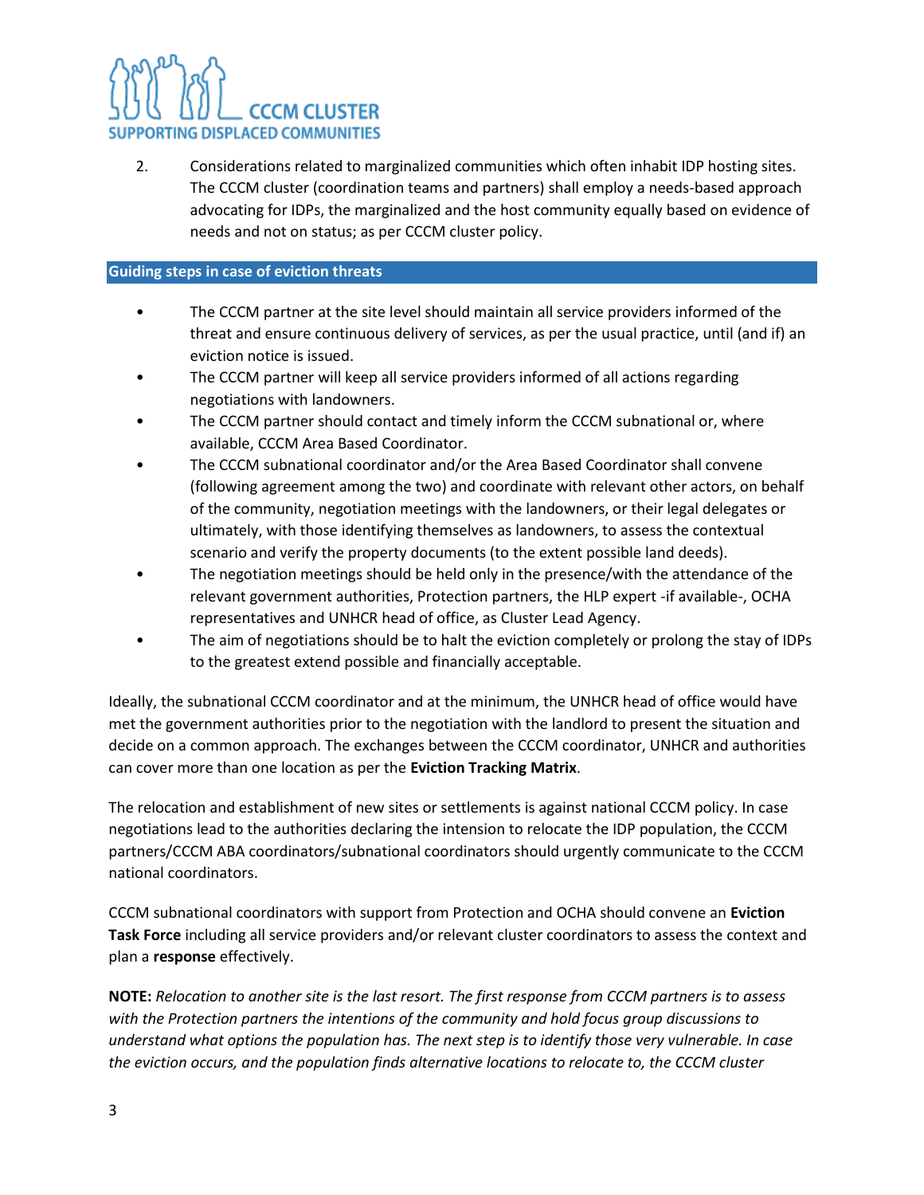2. Considerations related to marginalized communities which often inhabit IDP hosting sites. The CCCM cluster (coordination teams and partners) shall employ a needs-based approach advocating for IDPs, the marginalized and the host community equally based on evidence of needs and not on status; as per CCCM cluster policy.

## Guiding steps in case of eviction threats

- The CCCM partner at the site level should maintain all service providers informed of the threat and ensure continuous delivery of services, as per the usual practice, until (and if) an eviction notice is issued.
- The CCCM partner will keep all service providers informed of all actions regarding negotiations with landowners.
- The CCCM partner should contact and timely inform the CCCM subnational or, where available, CCCM Area Based Coordinator.
- The CCCM subnational coordinator and/or the Area Based Coordinator shall convene (following agreement among the two) and coordinate with relevant other actors, on behalf of the community, negotiation meetings with the landowners, or their legal delegates or ultimately, with those identifying themselves as landowners, to assess the contextual scenario and verify the property documents (to the extent possible land deeds).
- The negotiation meetings should be held only in the presence/with the attendance of the relevant government authorities, Protection partners, the HLP expert -if available-, OCHA representatives and UNHCR head of office, as Cluster Lead Agency.
- The aim of negotiations should be to halt the eviction completely or prolong the stay of IDPs to the greatest extend possible and financially acceptable.

Ideally, the subnational CCCM coordinator and at the minimum, the UNHCR head of office would have met the government authorities prior to the negotiation with the landlord to present the situation and decide on a common approach. The exchanges between the CCCM coordinator, UNHCR and authorities can cover more than one location as per the **Eviction Tracking Matrix**.

The relocation and establishment of new sites or settlements is against national CCCM policy. In case negotiations lead to the authorities declaring the intension to relocate the IDP population, the CCCM partners/CCCM ABA coordinators/subnational coordinators should urgently communicate to the CCCM national coordinators.

CCCM subnational coordinators with support from Protection and OCHA should convene an **Eviction Task Force** including all service providers and/or relevant cluster coordinators to assess the context and plan a **response** effectively.

**NOTE:** *Relocation to another site is the last resort. The first response from CCCM partners is to assess with the Protection partners the intentions of the community and hold focus group discussions to understand what options the population has. The next step is to identify those very vulnerable. In case the eviction occurs, and the population finds alternative locations to relocate to, the CCCM cluster*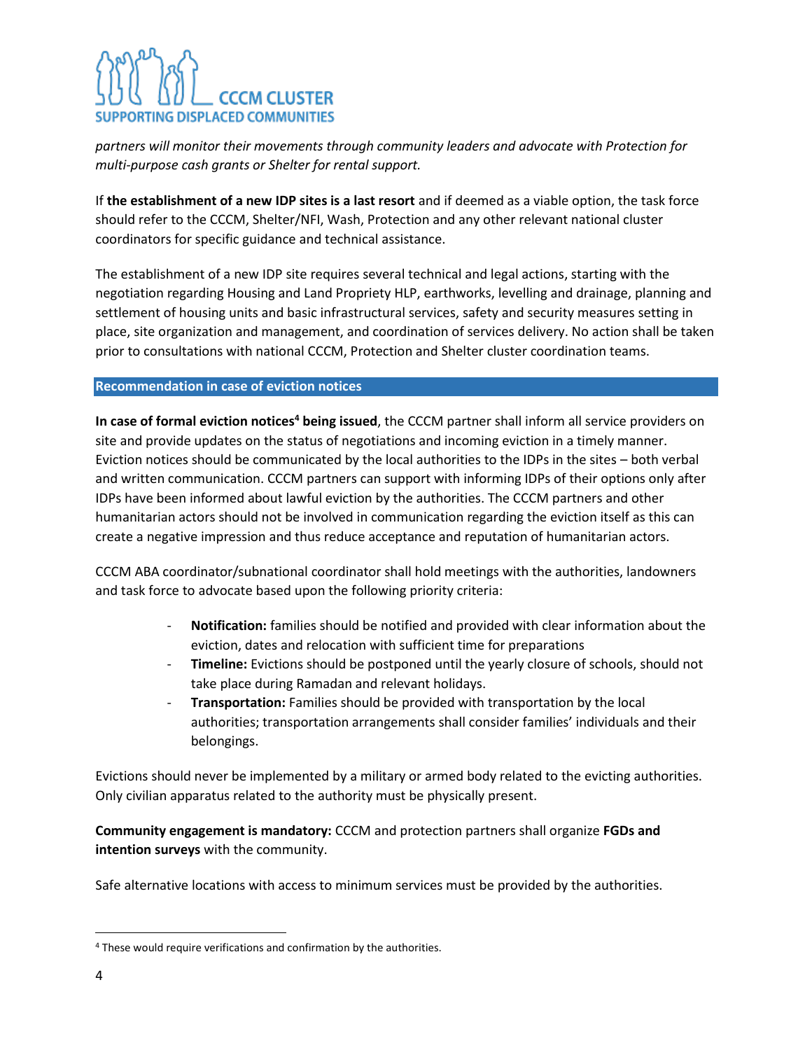*partners will monitor their movements through community leaders and advocate with Protection for multi-purpose cash grants or Shelter for rental support.*

If **the establishment of a new IDP sites is a last resort** and if deemed as a viable option, the task force should refer to the CCCM, Shelter/NFI, Wash, Protection and any other relevant national cluster coordinators for specific guidance and technical assistance.

The establishment of a new IDP site requires several technical and legal actions, starting with the negotiation regarding Housing and Land Propriety HLP, earthworks, levelling and drainage, planning and settlement of housing units and basic infrastructural services, safety and security measures setting in place, site organization and management, and coordination of services delivery. No action shall be taken prior to consultations with national CCCM, Protection and Shelter cluster coordination teams.

## Recommendation in case of eviction notices

**In case of formal eviction notices[4] being issued**, the CCCM partner shall inform all service providers on site and provide updates on the status of negotiations and incoming eviction in a timely manner. Eviction notices should be communicated by the local authorities to the IDPs in the sites – both verbal and written communication. CCCM partners can support with informing IDPs of their options only after IDPs have been informed about lawful eviction by the authorities. The CCCM partners and other humanitarian actors should not be involved in communication regarding the eviction itself as this can create a negative impression and thus reduce acceptance and reputation of humanitarian actors.

CCCM ABA coordinator/subnational coordinator shall hold meetings with the authorities, landowners and task force to advocate based upon the following priority criteria:

- **Notification:** families should be notified and provided with clear information about the eviction, dates and relocation with sufficient time for preparations
- **Timeline:** Evictions should be postponed until the yearly closure of schools, should not take place during Ramadan and relevant holidays.
- **Transportation:** Families should be provided with transportation by the local authorities; transportation arrangements shall consider families' individuals and their belongings.

Evictions should never be implemented by a military or armed body related to the evicting authorities. Only civilian apparatus related to the authority must be physically present.

**Community engagement is mandatory:** CCCM and protection partners shall organize **FGDs and intention surveys** with the community.

Safe alternative locations with access to minimum services must be provided by the authorities.

[4] These would require verifications and confirmation by the authorities.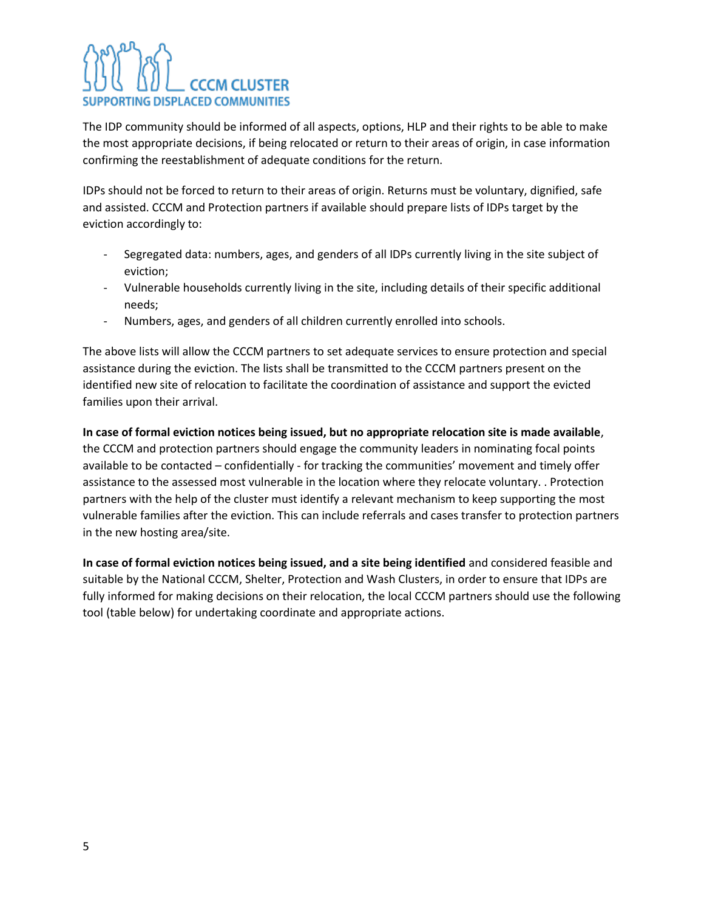The IDP community should be informed of all aspects, options, HLP and their rights to be able to make the most appropriate decisions, if being relocated or return to their areas of origin, in case information confirming the reestablishment of adequate conditions for the return.

IDPs should not be forced to return to their areas of origin. Returns must be voluntary, dignified, safe and assisted. CCCM and Protection partners if available should prepare lists of IDPs target by the eviction accordingly to:

- Segregated data: numbers, ages, and genders of all IDPs currently living in the site subject of eviction;
- Vulnerable households currently living in the site, including details of their specific additional needs;
- Numbers, ages, and genders of all children currently enrolled into schools.

The above lists will allow the CCCM partners to set adequate services to ensure protection and special assistance during the eviction. The lists shall be transmitted to the CCCM partners present on the identified new site of relocation to facilitate the coordination of assistance and support the evicted families upon their arrival.

**In case of formal eviction notices being issued, but no appropriate relocation site is made available**, the CCCM and protection partners should engage the community leaders in nominating focal points available to be contacted – confidentially - for tracking the communities' movement and timely offer assistance to the assessed most vulnerable in the location where they relocate voluntary. . Protection partners with the help of the cluster must identify a relevant mechanism to keep supporting the most vulnerable families after the eviction. This can include referrals and cases transfer to protection partners in the new hosting area/site.

**In case of formal eviction notices being issued, and a site being identified** and considered feasible and suitable by the National CCCM, Shelter, Protection and Wash Clusters, in order to ensure that IDPs are fully informed for making decisions on their relocation, the local CCCM partners should use the following tool (table below) for undertaking coordinate and appropriate actions.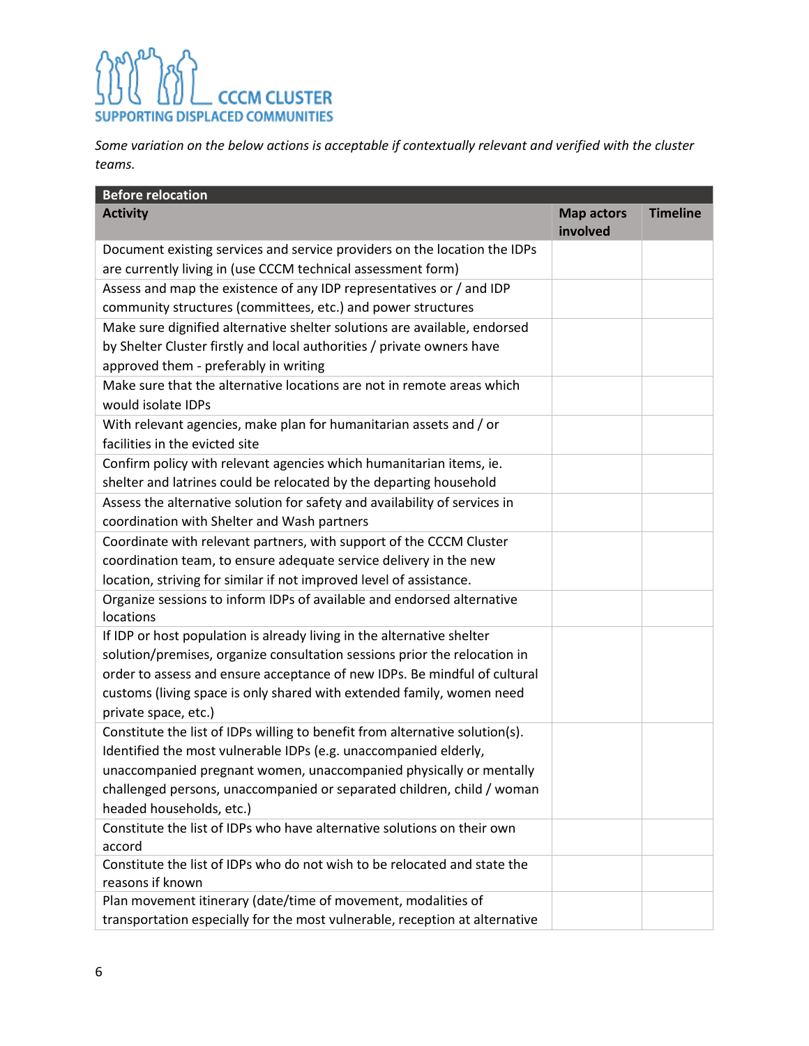CCCM CLUSTER
SUPPORTING DISPLACED COMMUNITIES

*Some variation on the below actions is acceptable if contextually relevant and verified with the cluster teams.*

| Before relocation | | |
|---|---|---|
| **Activity** | **Map actors involved** | **Timeline** |
| Document existing services and service providers on the location the IDPs are currently living in (use CCCM technical assessment form) | | |
| Assess and map the existence of any IDP representatives or / and IDP community structures (committees, etc.) and power structures | | |
| Make sure dignified alternative shelter solutions are available, endorsed by Shelter Cluster firstly and local authorities / private owners have approved them - preferably in writing | | |
| Make sure that the alternative locations are not in remote areas which would isolate IDPs | | |
| With relevant agencies, make plan for humanitarian assets and / or facilities in the evicted site | | |
| Confirm policy with relevant agencies which humanitarian items, ie. shelter and latrines could be relocated by the departing household | | |
| Assess the alternative solution for safety and availability of services in coordination with Shelter and Wash partners | | |
| Coordinate with relevant partners, with support of the CCCM Cluster coordination team, to ensure adequate service delivery in the new location, striving for similar if not improved level of assistance. | | |
| Organize sessions to inform IDPs of available and endorsed alternative locations | | |
| If IDP or host population is already living in the alternative shelter solution/premises, organize consultation sessions prior the relocation in order to assess and ensure acceptance of new IDPs. Be mindful of cultural customs (living space is only shared with extended family, women need private space, etc.) | | |
| Constitute the list of IDPs willing to benefit from alternative solution(s). Identified the most vulnerable IDPs (e.g. unaccompanied elderly, unaccompanied pregnant women, unaccompanied physically or mentally challenged persons, unaccompanied or separated children, child / woman headed households, etc.) | | |
| Constitute the list of IDPs who have alternative solutions on their own accord | | |
| Constitute the list of IDPs who do not wish to be relocated and state the reasons if known | | |
| Plan movement itinerary (date/time of movement, modalities of transportation especially for the most vulnerable, reception at alternative | | |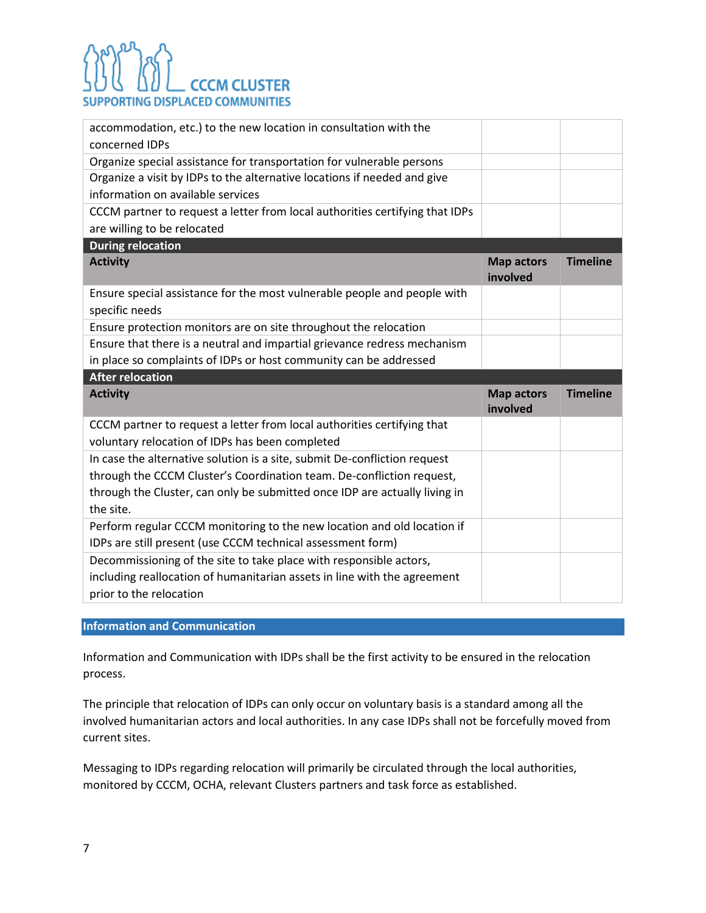| | | |
|---|---|---|
| accommodation, etc.) to the new location in consultation with the concerned IDPs | | |
| Organize special assistance for transportation for vulnerable persons | | |
| Organize a visit by IDPs to the alternative locations if needed and give information on available services | | |
| CCCM partner to request a letter from local authorities certifying that IDPs are willing to be relocated | | |
| **During relocation** | | |
| **Activity** | **Map actors involved** | **Timeline** |
| Ensure special assistance for the most vulnerable people and people with specific needs | | |
| Ensure protection monitors are on site throughout the relocation | | |
| Ensure that there is a neutral and impartial grievance redress mechanism in place so complaints of IDPs or host community can be addressed | | |
| **After relocation** | | |
| **Activity** | **Map actors involved** | **Timeline** |
| CCCM partner to request a letter from local authorities certifying that voluntary relocation of IDPs has been completed | | |
| In case the alternative solution is a site, submit De-confliction request through the CCCM Cluster's Coordination team. De-confliction request, through the Cluster, can only be submitted once IDP are actually living in the site. | | |
| Perform regular CCCM monitoring to the new location and old location if IDPs are still present (use CCCM technical assessment form) | | |
| Decommissioning of the site to take place with responsible actors, including reallocation of humanitarian assets in line with the agreement prior to the relocation | | |

## Information and Communication

Information and Communication with IDPs shall be the first activity to be ensured in the relocation process.

The principle that relocation of IDPs can only occur on voluntary basis is a standard among all the involved humanitarian actors and local authorities. In any case IDPs shall not be forcefully moved from current sites.

Messaging to IDPs regarding relocation will primarily be circulated through the local authorities, monitored by CCCM, OCHA, relevant Clusters partners and task force as established.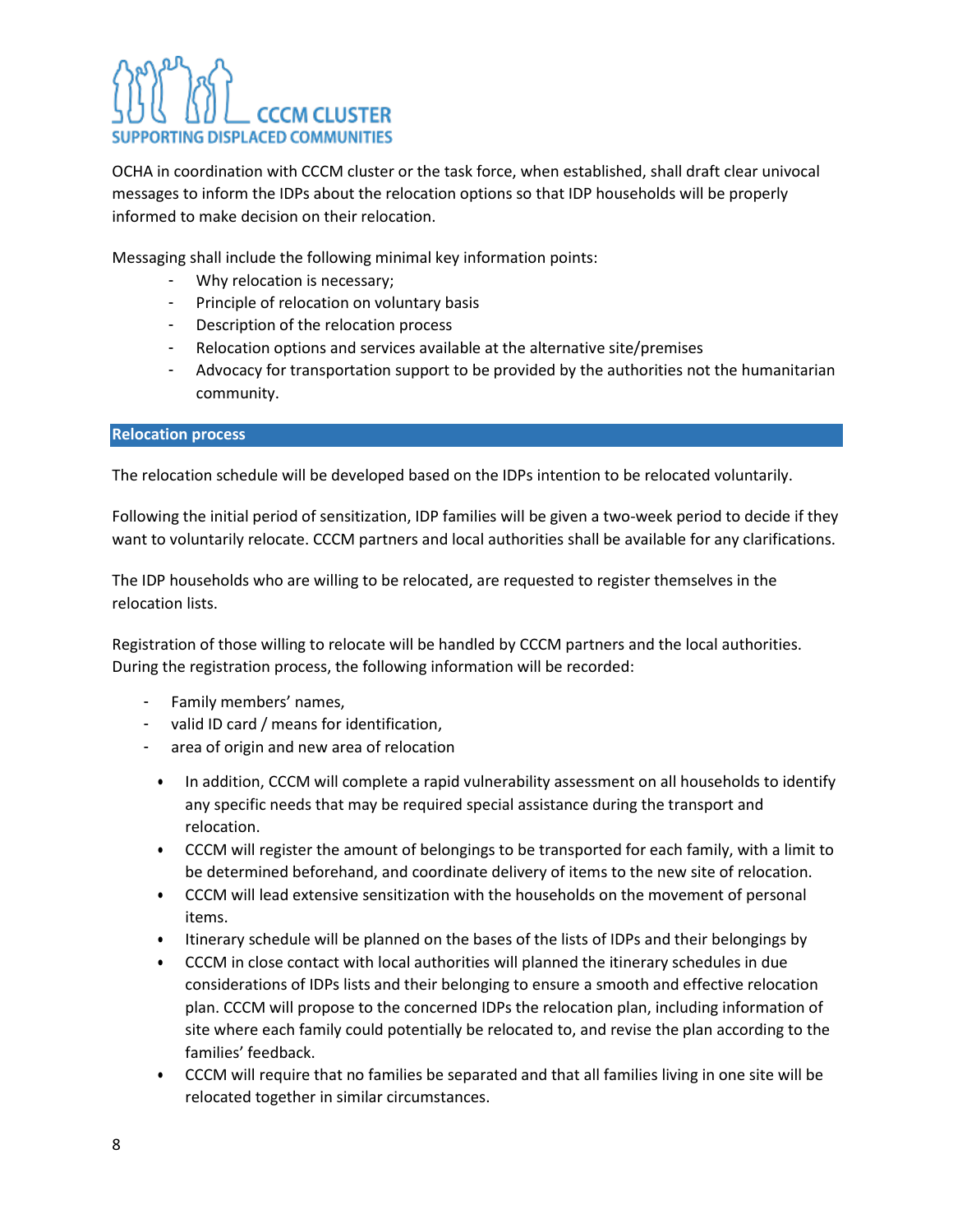OCHA in coordination with CCCM cluster or the task force, when established, shall draft clear univocal messages to inform the IDPs about the relocation options so that IDP households will be properly informed to make decision on their relocation.

Messaging shall include the following minimal key information points:

- Why relocation is necessary;
- Principle of relocation on voluntary basis
- Description of the relocation process
- Relocation options and services available at the alternative site/premises
- Advocacy for transportation support to be provided by the authorities not the humanitarian community.

## Relocation process

The relocation schedule will be developed based on the IDPs intention to be relocated voluntarily.

Following the initial period of sensitization, IDP families will be given a two-week period to decide if they want to voluntarily relocate. CCCM partners and local authorities shall be available for any clarifications.

The IDP households who are willing to be relocated, are requested to register themselves in the relocation lists.

Registration of those willing to relocate will be handled by CCCM partners and the local authorities. During the registration process, the following information will be recorded:

- Family members' names,
- valid ID card / means for identification,
- area of origin and new area of relocation

- In addition, CCCM will complete a rapid vulnerability assessment on all households to identify any specific needs that may be required special assistance during the transport and relocation.
- CCCM will register the amount of belongings to be transported for each family, with a limit to be determined beforehand, and coordinate delivery of items to the new site of relocation.
- CCCM will lead extensive sensitization with the households on the movement of personal items.
- Itinerary schedule will be planned on the bases of the lists of IDPs and their belongings by
- CCCM in close contact with local authorities will planned the itinerary schedules in due considerations of IDPs lists and their belonging to ensure a smooth and effective relocation plan. CCCM will propose to the concerned IDPs the relocation plan, including information of site where each family could potentially be relocated to, and revise the plan according to the families' feedback.
- CCCM will require that no families be separated and that all families living in one site will be relocated together in similar circumstances.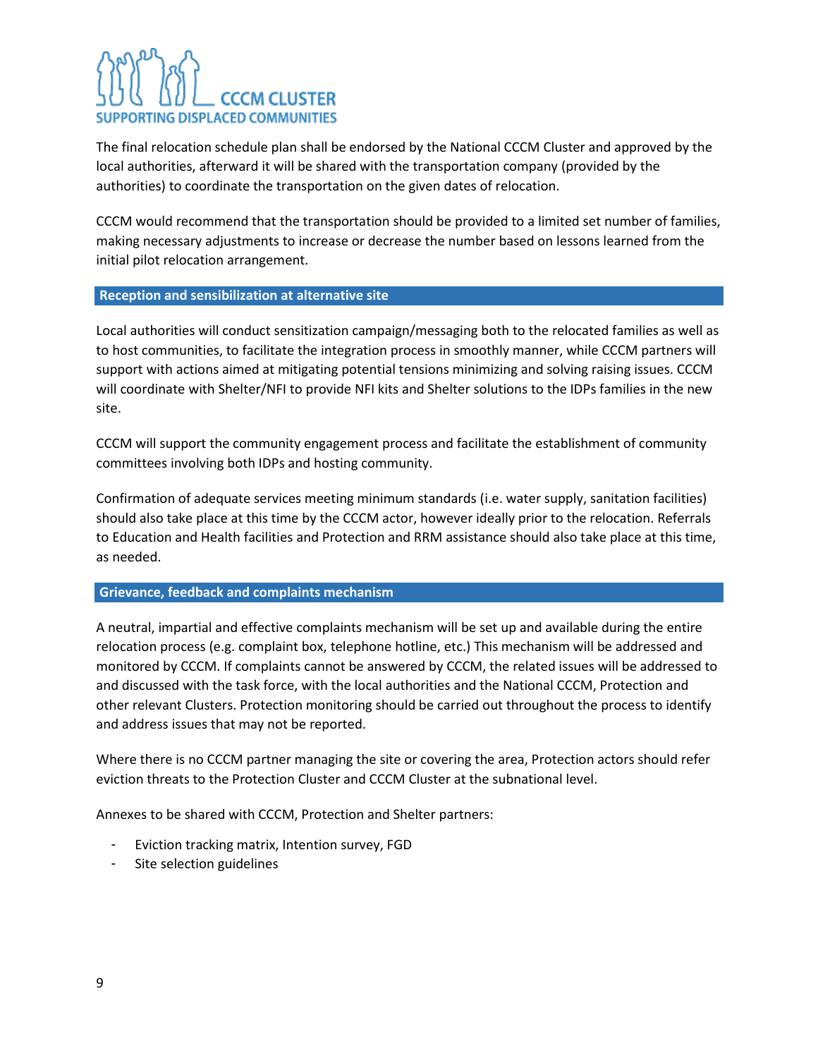The final relocation schedule plan shall be endorsed by the National CCCM Cluster and approved by the local authorities, afterward it will be shared with the transportation company (provided by the authorities) to coordinate the transportation on the given dates of relocation.

CCCM would recommend that the transportation should be provided to a limited set number of families, making necessary adjustments to increase or decrease the number based on lessons learned from the initial pilot relocation arrangement.

## Reception and sensibilization at alternative site

Local authorities will conduct sensitization campaign/messaging both to the relocated families as well as to host communities, to facilitate the integration process in smoothly manner, while CCCM partners will support with actions aimed at mitigating potential tensions minimizing and solving raising issues. CCCM will coordinate with Shelter/NFI to provide NFI kits and Shelter solutions to the IDPs families in the new site.

CCCM will support the community engagement process and facilitate the establishment of community committees involving both IDPs and hosting community.

Confirmation of adequate services meeting minimum standards (i.e. water supply, sanitation facilities) should also take place at this time by the CCCM actor, however ideally prior to the relocation. Referrals to Education and Health facilities and Protection and RRM assistance should also take place at this time, as needed.

## Grievance, feedback and complaints mechanism

A neutral, impartial and effective complaints mechanism will be set up and available during the entire relocation process (e.g. complaint box, telephone hotline, etc.) This mechanism will be addressed and monitored by CCCM. If complaints cannot be answered by CCCM, the related issues will be addressed to and discussed with the task force, with the local authorities and the National CCCM, Protection and other relevant Clusters. Protection monitoring should be carried out throughout the process to identify and address issues that may not be reported.

Where there is no CCCM partner managing the site or covering the area, Protection actors should refer eviction threats to the Protection Cluster and CCCM Cluster at the subnational level.

Annexes to be shared with CCCM, Protection and Shelter partners:

- Eviction tracking matrix, Intention survey, FGD
- Site selection guidelines